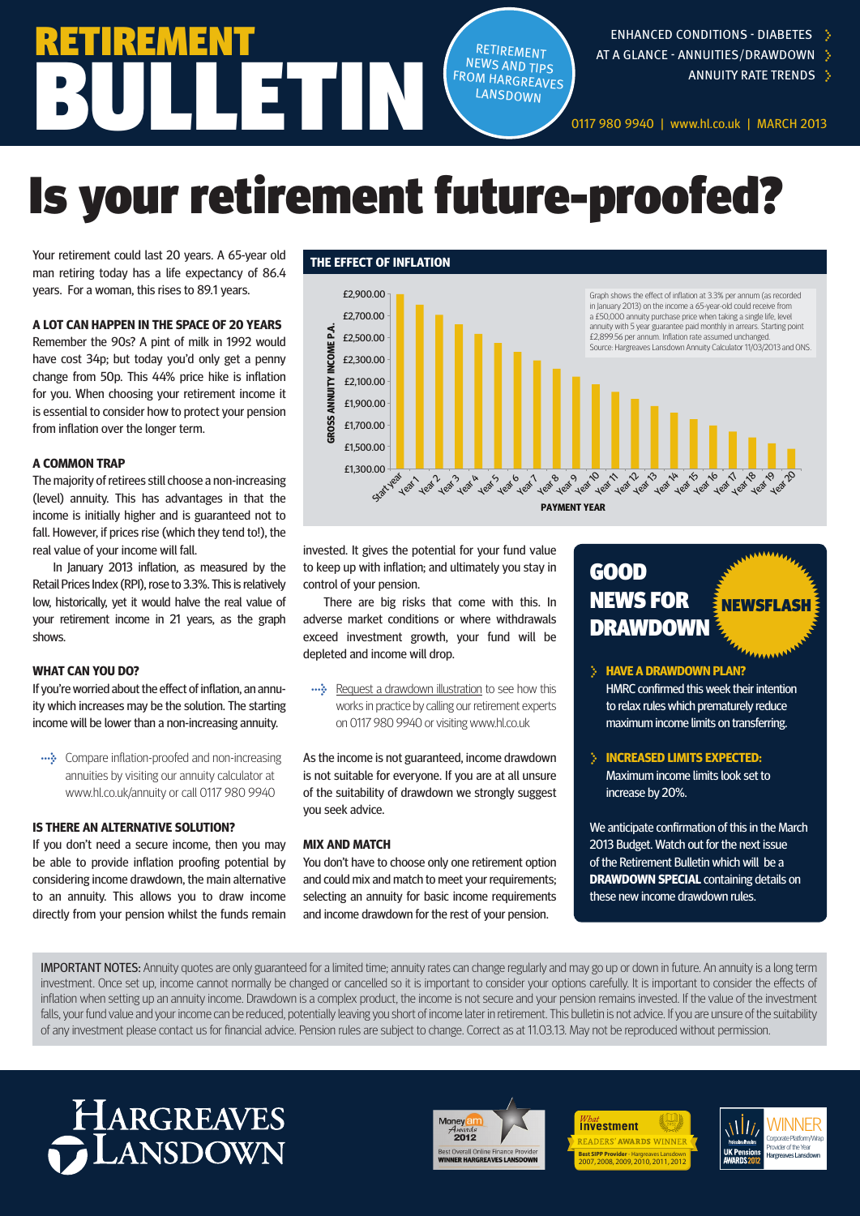# RETIREMENT BULLETIN

RETIREMENT NEWS AND TIPS FROM HARGREAVES LANSDOWN

ENHANCED CONDITIONS - DIABETES
AT A GLANCE - ANNUITIES/DRAWDOWN
ANNUITY RATE TRENDS

0117 980 9940 | www.hl.co.uk | MARCH 2013

# Is your retirement future-proofed?

Your retirement could last 20 years. A 65-year old man retiring today has a life expectancy of 86.4 years. For a woman, this rises to 89.1 years.

### A LOT CAN HAPPEN IN THE SPACE OF 20 YEARS

Remember the 90s? A pint of milk in 1992 would have cost 34p; but today you'd only get a penny change from 50p. This 44% price hike is inflation for you. When choosing your retirement income it is essential to consider how to protect your pension from inflation over the longer term.

### A COMMON TRAP

The majority of retirees still choose a non-increasing (level) annuity. This has advantages in that the income is initially higher and is guaranteed not to fall. However, if prices rise (which they tend to!), the real value of your income will fall.

In January 2013 inflation, as measured by the Retail Prices Index (RPI), rose to 3.3%. This is relatively low, historically, yet it would halve the real value of your retirement income in 21 years, as the graph shows.

### WHAT CAN YOU DO?

If you're worried about the effect of inflation, an annuity which increases may be the solution. The starting income will be lower than a non-increasing annuity.

Compare inflation-proofed and non-increasing annuities by visiting our annuity calculator at www.hl.co.uk/annuity or call 0117 980 9940

### IS THERE AN ALTERNATIVE SOLUTION?

If you don't need a secure income, then you may be able to provide inflation proofing potential by considering income drawdown, the main alternative to an annuity. This allows you to draw income directly from your pension whilst the funds remain invested. It gives the potential for your fund value to keep up with inflation; and ultimately you stay in control of your pension.

There are big risks that come with this. In adverse market conditions or where withdrawals exceed investment growth, your fund will be depleted and income will drop.

Request a drawdown illustration to see how this works in practice by calling our retirement experts on 0117 980 9940 or visiting www.hl.co.uk

As the income is not guaranteed, income drawdown is not suitable for everyone. If you are at all unsure of the suitability of drawdown we strongly suggest you seek advice.

### MIX AND MATCH

You don't have to choose only one retirement option and could mix and match to meet your requirements; selecting an annuity for basic income requirements and income drawdown for the rest of your pension.

### THE EFFECT OF INFLATION

Graph shows the effect of inflation at 3.3% per annum (as recorded in January 2013) on the income a 65-year-old could receive from a £50,000 annuity purchase price when taking a single life, level annuity with 5 year guarantee paid monthly in arrears. Starting point £2,899.56 per annum. Inflation rate assumed unchanged. Source: Hargreaves Lansdown Annuity Calculator 11/03/2013 and ONS.

(Bar chart: GROSS ANNUITY INCOME P.A. (£1,300.00 – £2,900.00) by PAYMENT YEAR, Start year to Year 20, declining from £2,899.56.)

## GOOD NEWS FOR DRAWDOWN

**NEWSFLASH**

**HAVE A DRAWDOWN PLAN?**
HMRC confirmed this week their intention to relax rules which prematurely reduce maximum income limits on transferring.

**INCREASED LIMITS EXPECTED:**
Maximum income limits look set to increase by 20%.

We anticipate confirmation of this in the March 2013 Budget. Watch out for the next issue of the Retirement Bulletin which will be a **DRAWDOWN SPECIAL** containing details on these new income drawdown rules.

IMPORTANT NOTES: Annuity quotes are only guaranteed for a limited time; annuity rates can change regularly and may go up or down in future. An annuity is a long term investment. Once set up, income cannot normally be changed or cancelled so it is important to consider your options carefully. It is important to consider the effects of inflation when setting up an annuity income. Drawdown is a complex product, the income is not secure and your pension remains invested. If the value of the investment falls, your fund value and your income can be reduced, potentially leaving you short of income later in retirement. This bulletin is not advice. If you are unsure of the suitability of any investment please contact us for financial advice. Pension rules are subject to change. Correct as at 11.03.13. May not be reproduced without permission.

HARGREAVES LANSDOWN

Moneyam Awards 2012 – Best Overall Online Finance Provider – WINNER HARGREAVES LANSDOWN

What Investment READERS' AWARDS WINNER – Best SIPP Provider - Hargreaves Lansdown 2007, 2008, 2009, 2010, 2011, 2012

UK Pensions AWARDS 2012 – WINNER – Corporate Platform/Wrap Provider of the Year – Hargreaves Lansdown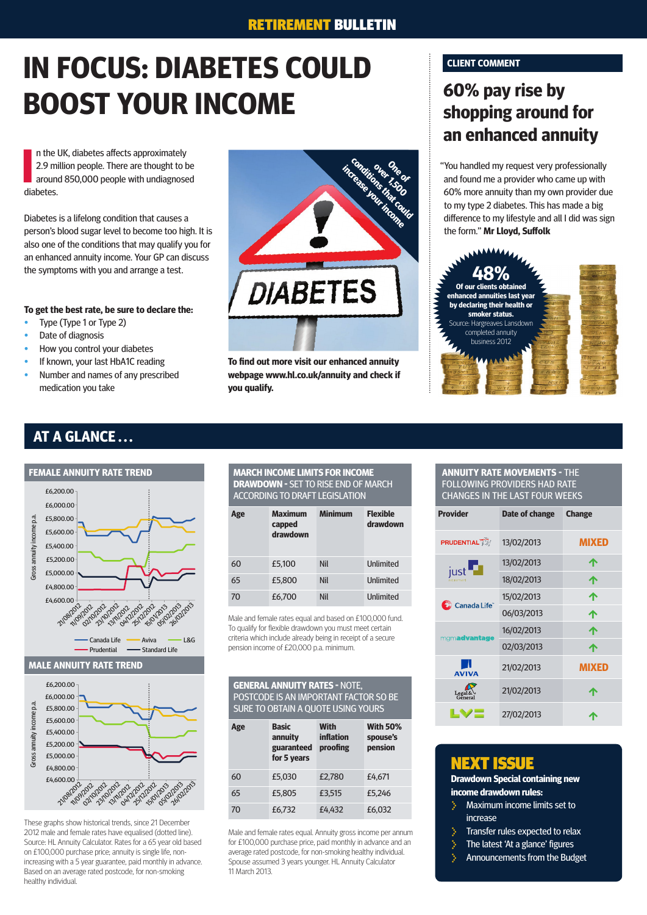# IN FOCUS: DIABETES COULD BOOST YOUR INCOME

In the UK, diabetes affects approximately 2.9 million people. There are thought to be around 850,000 people with undiagnosed diabetes.

Diabetes is a lifelong condition that causes a person's blood sugar level to become too high. It is also one of the conditions that may qualify you for an enhanced annuity income. Your GP can discuss the symptoms with you and arrange a test.

**To get the best rate, be sure to declare the:**

- Type (Type 1 or Type 2)
- Date of diagnosis
- How you control your diabetes
- If known, your last HbA1C reading
- Number and names of any prescribed medication you take

One of over 1,500 conditions that could increase your income

DIABETES

**To find out more visit our enhanced annuity webpage www.hl.co.uk/annuity and check if you qualify.**

## CLIENT COMMENT

### 60% pay rise by shopping around for an enhanced annuity

"You handled my request very professionally and found me a provider who came up with 60% more annuity than my own provider due to my type 2 diabetes. This has made a big difference to my lifestyle and all I did was sign the form." **Mr Lloyd, Suffolk**

**48%**
**Of our clients obtained enhanced annuities last year by declaring their health or smoker status.**
Source: Hargreaves Lansdown completed annuity business 2012

## AT A GLANCE ...

### FEMALE ANNUITY RATE TREND

Gross annuity income p.a.
£6,200.00
£6,000.00
£5,800.00
£5,600.00
£5,400.00
£5,200.00
£5,000.00
£4,800.00
£4,600.00
21/08/2012 11/09/2012 02/10/2012 23/10/2012 13/11/2012 04/12/2012 25/12/2012 15/01/2013 05/02/2013 26/02/2013
Canada Life, Aviva, L&G, Prudential, Standard Life

### MALE ANNUITY RATE TREND

Gross annuity income p.a.
£6,200.00
£6,000.00
£5,800.00
£5,600.00
£5,400.00
£5,200.00
£5,000.00
£4,800.00
£4,600.00
21/08/2012 11/09/2012 02/10/2012 23/10/2012 13/11/2012 04/12/2012 25/12/2012 15/01/2013 05/02/2013 26/02/2013

These graphs show historical trends, since 21 December 2012 male and female rates have equalised (dotted line). Source: HL Annuity Calculator. Rates for a 65 year old based on £100,000 purchase price; annuity is single life, non-increasing with a 5 year guarantee, paid monthly in advance. Based on an average rated postcode, for non-smoking healthy individual.

### MARCH INCOME LIMITS FOR INCOME DRAWDOWN - SET TO RISE END OF MARCH ACCORDING TO DRAFT LEGISLATION

| Age | Maximum capped drawdown | Minimum | Flexible drawdown |
|---|---|---|---|
| 60 | £5,100 | Nil | Unlimited |
| 65 | £5,800 | Nil | Unlimited |
| 70 | £6,700 | Nil | Unlimited |

Male and female rates equal and based on £100,000 fund. To qualify for flexible drawdown you must meet certain criteria which include already being in receipt of a secure pension income of £20,000 p.a. minimum.

### GENERAL ANNUITY RATES - NOTE, POSTCODE IS AN IMPORTANT FACTOR SO BE SURE TO OBTAIN A QUOTE USING YOURS

| Age | Basic annuity guaranteed for 5 years | With inflation proofing | With 50% spouse's pension |
|---|---|---|---|
| 60 | £5,030 | £2,780 | £4,671 |
| 65 | £5,805 | £3,515 | £5,246 |
| 70 | £6,732 | £4,432 | £6,032 |

Male and female rates equal. Annuity gross income per annum for £100,000 purchase price, paid monthly in advance and an average rated postcode, for non-smoking healthy individual. Spouse assumed 3 years younger. HL Annuity Calculator 11 March 2013.

### ANNUITY RATE MOVEMENTS - THE FOLLOWING PROVIDERS HAD RATE CHANGES IN THE LAST FOUR WEEKS

| Provider | Date of change | Change |
|---|---|---|
| Prudential | 13/02/2013 | MIXED |
| just | 13/02/2013 | ↑ |
| | 18/02/2013 | ↑ |
| Canada Life | 15/02/2013 | ↑ |
| | 06/03/2013 | ↑ |
| mgmadvantage | 16/02/2013 | ↑ |
| | 02/03/2013 | ↑ |
| Aviva | 21/02/2013 | MIXED |
| Legal & General | 21/02/2013 | ↑ |
| LV= | 27/02/2013 | ↑ |

## NEXT ISSUE

**Drawdown Special containing new income drawdown rules:**

- Maximum income limits set to increase
- Transfer rules expected to relax
- The latest 'At a glance' figures
- Announcements from the Budget